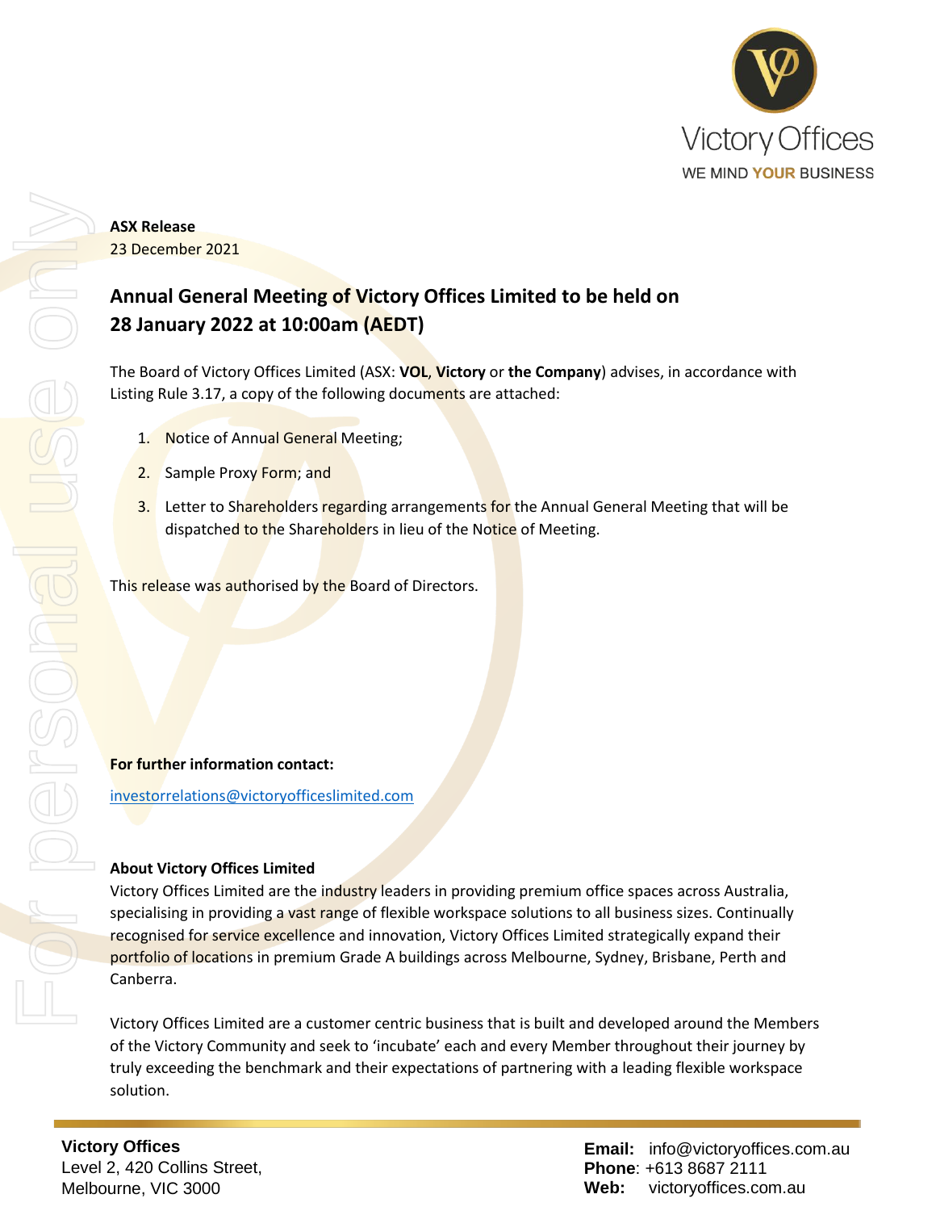**ASX Release**
23 December 2021

# Annual General Meeting of Victory Offices Limited to be held on 28 January 2022 at 10:00am (AEDT)

The Board of Victory Offices Limited (ASX: **VOL**, **Victory** or **the Company**) advises, in accordance with Listing Rule 3.17, a copy of the following documents are attached:

1. Notice of Annual General Meeting;
2. Sample Proxy Form; and
3. Letter to Shareholders regarding arrangements for the Annual General Meeting that will be dispatched to the Shareholders in lieu of the Notice of Meeting.

This release was authorised by the Board of Directors.

**For further information contact:**

investorrelations@victoryofficeslimited.com

**About Victory Offices Limited**

Victory Offices Limited are the industry leaders in providing premium office spaces across Australia, specialising in providing a vast range of flexible workspace solutions to all business sizes. Continually recognised for service excellence and innovation, Victory Offices Limited strategically expand their portfolio of locations in premium Grade A buildings across Melbourne, Sydney, Brisbane, Perth and Canberra.

Victory Offices Limited are a customer centric business that is built and developed around the Members of the Victory Community and seek to 'incubate' each and every Member throughout their journey by truly exceeding the benchmark and their expectations of partnering with a leading flexible workspace solution.

**Victory Offices**
Level 2, 420 Collins Street,
Melbourne, VIC 3000

**Email:** info@victoryoffices.com.au
**Phone**: +613 8687 2111
**Web:** victoryoffices.com.au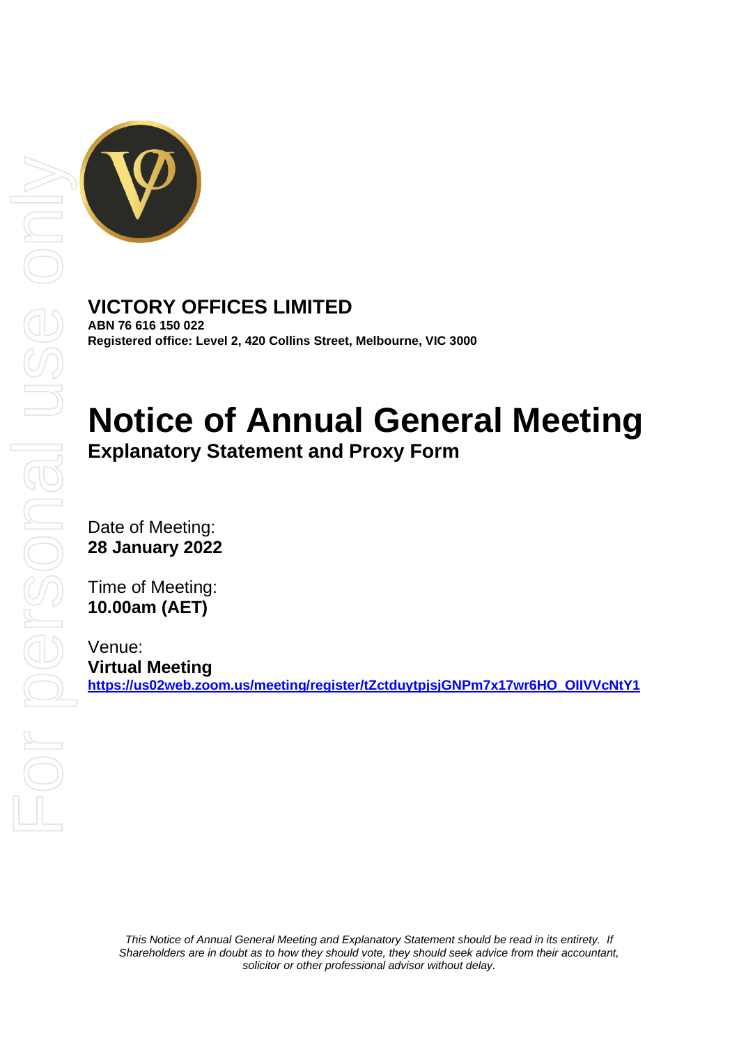# VICTORY OFFICES LIMITED

**ABN 76 616 150 022**
**Registered office: Level 2, 420 Collins Street, Melbourne, VIC 3000**

# Notice of Annual General Meeting

## Explanatory Statement and Proxy Form

Date of Meeting:
**28 January 2022**

Time of Meeting:
**10.00am (AET)**

Venue:
**Virtual Meeting**
**https://us02web.zoom.us/meeting/register/tZctduytpjsjGNPm7x17wr6HO_OIlVVcNtY1**

*This Notice of Annual General Meeting and Explanatory Statement should be read in its entirety. If Shareholders are in doubt as to how they should vote, they should seek advice from their accountant, solicitor or other professional advisor without delay.*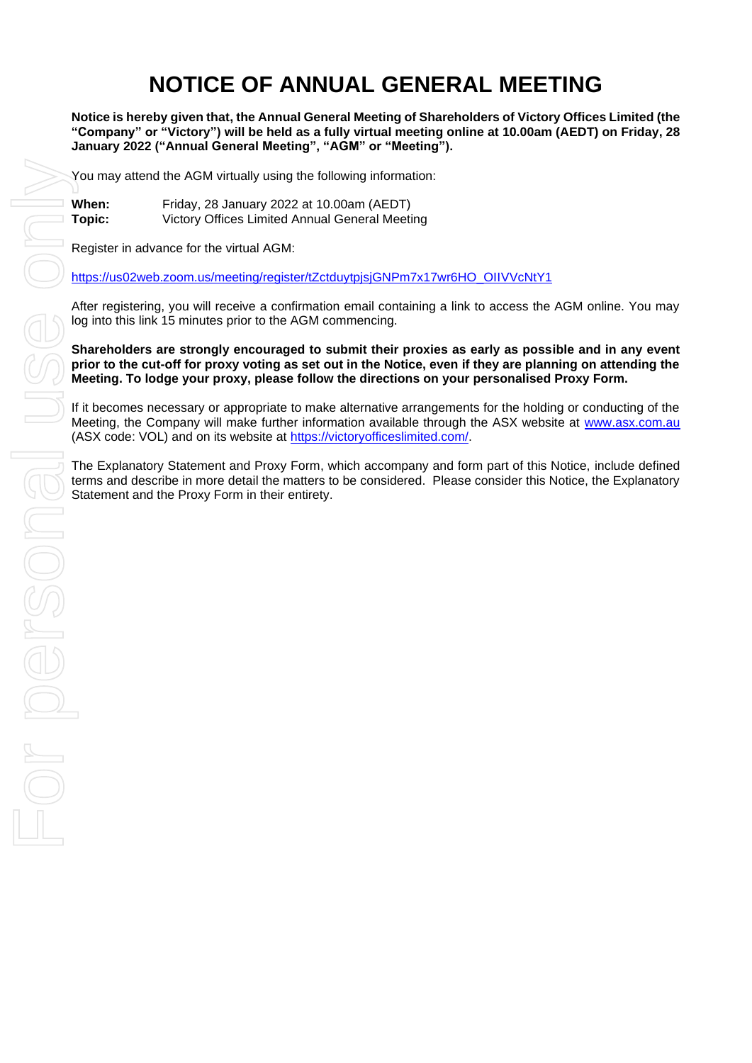# NOTICE OF ANNUAL GENERAL MEETING

**Notice is hereby given that, the Annual General Meeting of Shareholders of Victory Offices Limited (the "Company" or "Victory") will be held as a fully virtual meeting online at 10.00am (AEDT) on Friday, 28 January 2022 ("Annual General Meeting", "AGM" or "Meeting").**

You may attend the AGM virtually using the following information:

**When:** Friday, 28 January 2022 at 10.00am (AEDT)
**Topic:** Victory Offices Limited Annual General Meeting

Register in advance for the virtual AGM:

https://us02web.zoom.us/meeting/register/tZctduytpjsjGNPm7x17wr6HO_OIIVVcNtY1

After registering, you will receive a confirmation email containing a link to access the AGM online. You may log into this link 15 minutes prior to the AGM commencing.

**Shareholders are strongly encouraged to submit their proxies as early as possible and in any event prior to the cut-off for proxy voting as set out in the Notice, even if they are planning on attending the Meeting. To lodge your proxy, please follow the directions on your personalised Proxy Form.**

If it becomes necessary or appropriate to make alternative arrangements for the holding or conducting of the Meeting, the Company will make further information available through the ASX website at www.asx.com.au (ASX code: VOL) and on its website at https://victoryofficeslimited.com/.

The Explanatory Statement and Proxy Form, which accompany and form part of this Notice, include defined terms and describe in more detail the matters to be considered. Please consider this Notice, the Explanatory Statement and the Proxy Form in their entirety.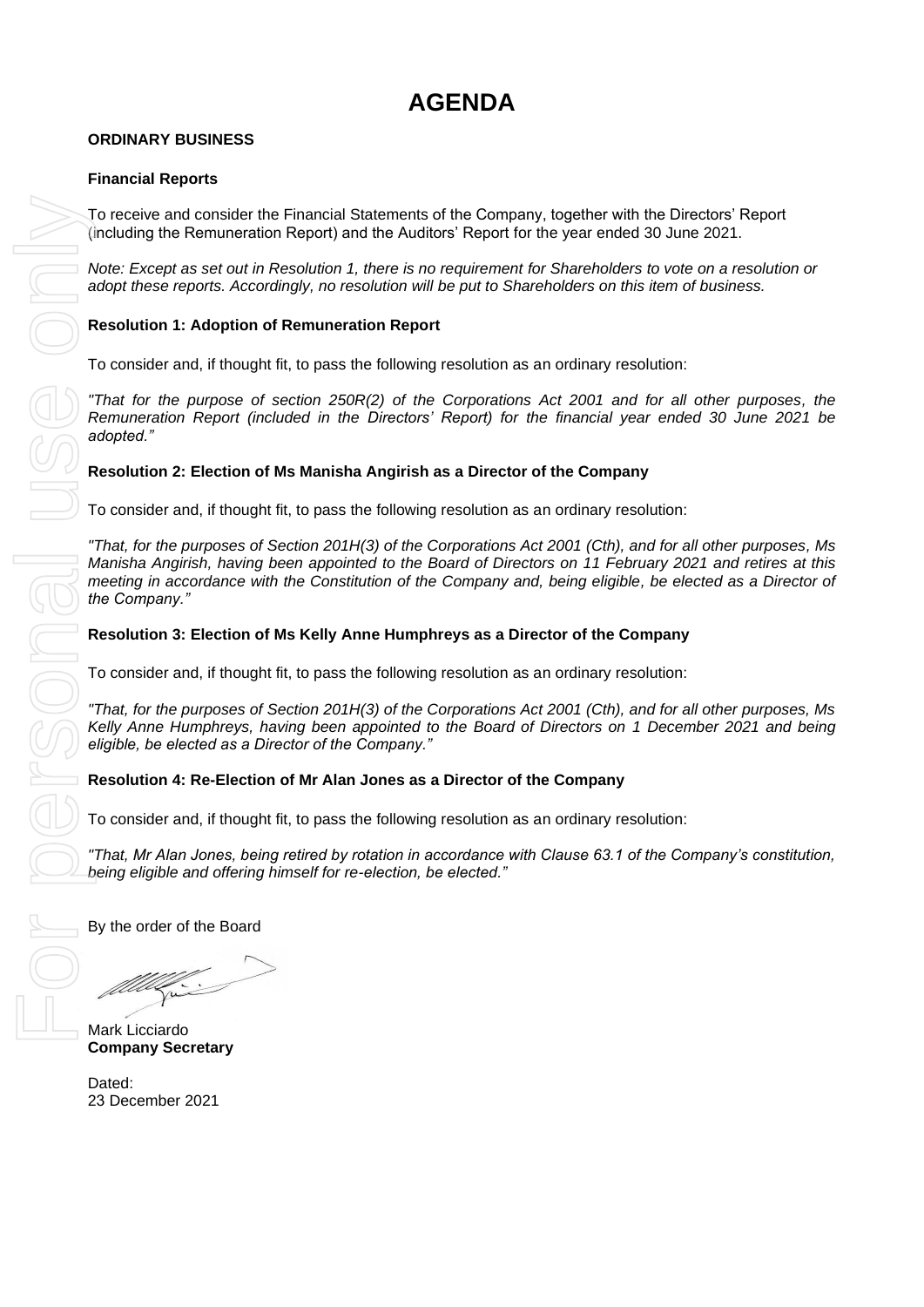# AGENDA

**ORDINARY BUSINESS**

**Financial Reports**

To receive and consider the Financial Statements of the Company, together with the Directors' Report (including the Remuneration Report) and the Auditors' Report for the year ended 30 June 2021.

*Note: Except as set out in Resolution 1, there is no requirement for Shareholders to vote on a resolution or adopt these reports. Accordingly, no resolution will be put to Shareholders on this item of business.*

**Resolution 1: Adoption of Remuneration Report**

To consider and, if thought fit, to pass the following resolution as an ordinary resolution:

*"That for the purpose of section 250R(2) of the Corporations Act 2001 and for all other purposes, the Remuneration Report (included in the Directors' Report) for the financial year ended 30 June 2021 be adopted."*

**Resolution 2: Election of Ms Manisha Angirish as a Director of the Company**

To consider and, if thought fit, to pass the following resolution as an ordinary resolution:

*"That, for the purposes of Section 201H(3) of the Corporations Act 2001 (Cth), and for all other purposes, Ms Manisha Angirish, having been appointed to the Board of Directors on 11 February 2021 and retires at this meeting in accordance with the Constitution of the Company and, being eligible, be elected as a Director of the Company."*

**Resolution 3: Election of Ms Kelly Anne Humphreys as a Director of the Company**

To consider and, if thought fit, to pass the following resolution as an ordinary resolution:

*"That, for the purposes of Section 201H(3) of the Corporations Act 2001 (Cth), and for all other purposes, Ms Kelly Anne Humphreys, having been appointed to the Board of Directors on 1 December 2021 and being eligible, be elected as a Director of the Company."*

**Resolution 4: Re-Election of Mr Alan Jones as a Director of the Company**

To consider and, if thought fit, to pass the following resolution as an ordinary resolution:

*"That, Mr Alan Jones, being retired by rotation in accordance with Clause 63.1 of the Company's constitution, being eligible and offering himself for re-election, be elected."*

By the order of the Board

Mark Licciardo
**Company Secretary**

Dated:
23 December 2021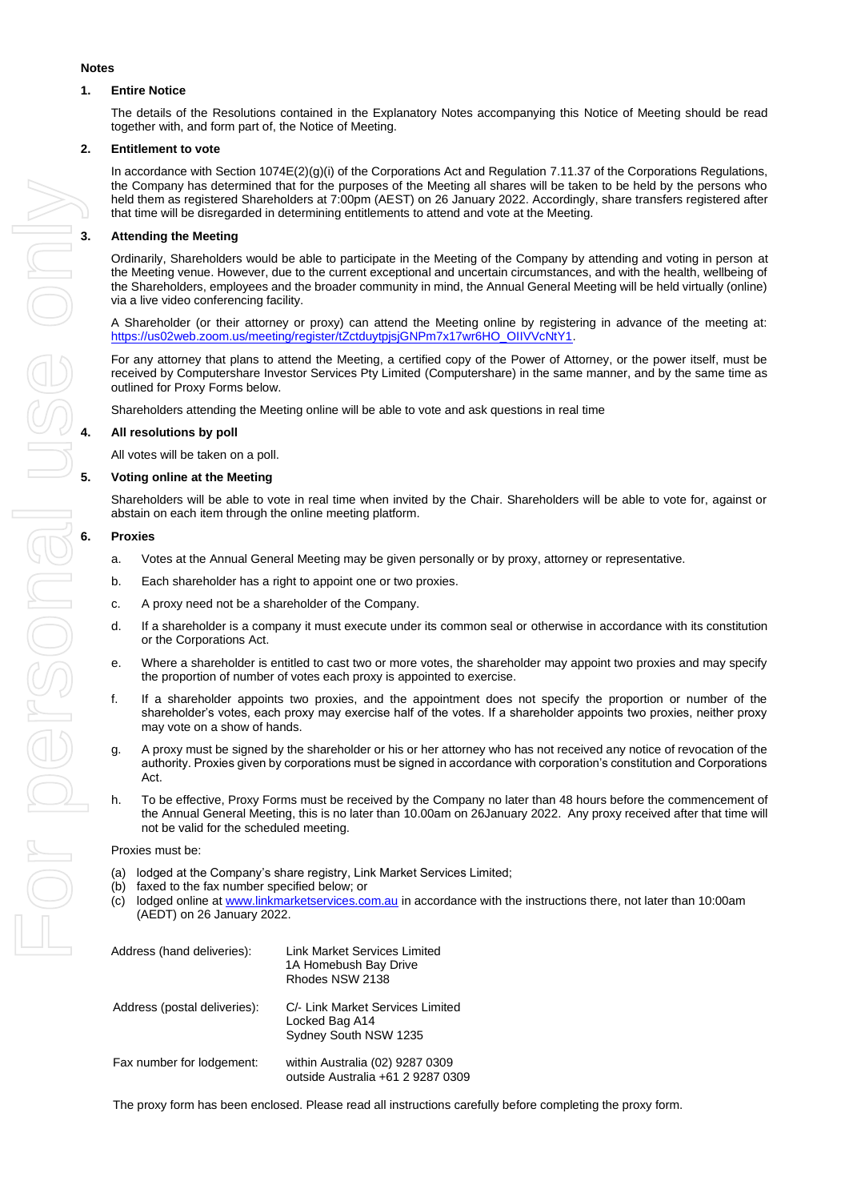**Notes**

**1. Entire Notice**

The details of the Resolutions contained in the Explanatory Notes accompanying this Notice of Meeting should be read together with, and form part of, the Notice of Meeting.

**2. Entitlement to vote**

In accordance with Section 1074E(2)(g)(i) of the Corporations Act and Regulation 7.11.37 of the Corporations Regulations, the Company has determined that for the purposes of the Meeting all shares will be taken to be held by the persons who held them as registered Shareholders at 7:00pm (AEST) on 26 January 2022. Accordingly, share transfers registered after that time will be disregarded in determining entitlements to attend and vote at the Meeting.

**3. Attending the Meeting**

Ordinarily, Shareholders would be able to participate in the Meeting of the Company by attending and voting in person at the Meeting venue. However, due to the current exceptional and uncertain circumstances, and with the health, wellbeing of the Shareholders, employees and the broader community in mind, the Annual General Meeting will be held virtually (online) via a live video conferencing facility.

A Shareholder (or their attorney or proxy) can attend the Meeting online by registering in advance of the meeting at: https://us02web.zoom.us/meeting/register/tZctduytpjsjGNPm7x17wr6HO_OIIVVcNtY1.

For any attorney that plans to attend the Meeting, a certified copy of the Power of Attorney, or the power itself, must be received by Computershare Investor Services Pty Limited (Computershare) in the same manner, and by the same time as outlined for Proxy Forms below.

Shareholders attending the Meeting online will be able to vote and ask questions in real time

**4. All resolutions by poll**

All votes will be taken on a poll.

**5. Voting online at the Meeting**

Shareholders will be able to vote in real time when invited by the Chair. Shareholders will be able to vote for, against or abstain on each item through the online meeting platform.

**6. Proxies**

a. Votes at the Annual General Meeting may be given personally or by proxy, attorney or representative.

b. Each shareholder has a right to appoint one or two proxies.

c. A proxy need not be a shareholder of the Company.

d. If a shareholder is a company it must execute under its common seal or otherwise in accordance with its constitution or the Corporations Act.

e. Where a shareholder is entitled to cast two or more votes, the shareholder may appoint two proxies and may specify the proportion of number of votes each proxy is appointed to exercise.

f. If a shareholder appoints two proxies, and the appointment does not specify the proportion or number of the shareholder's votes, each proxy may exercise half of the votes. If a shareholder appoints two proxies, neither proxy may vote on a show of hands.

g. A proxy must be signed by the shareholder or his or her attorney who has not received any notice of revocation of the authority. Proxies given by corporations must be signed in accordance with corporation's constitution and Corporations Act.

h. To be effective, Proxy Forms must be received by the Company no later than 48 hours before the commencement of the Annual General Meeting, this is no later than 10.00am on 26January 2022. Any proxy received after that time will not be valid for the scheduled meeting.

Proxies must be:

(a) lodged at the Company's share registry, Link Market Services Limited;
(b) faxed to the fax number specified below; or
(c) lodged online at www.linkmarketservices.com.au in accordance with the instructions there, not later than 10:00am (AEDT) on 26 January 2022.

| | |
|---|---|
| Address (hand deliveries): | Link Market Services Limited<br>1A Homebush Bay Drive<br>Rhodes NSW 2138 |
| Address (postal deliveries): | C/- Link Market Services Limited<br>Locked Bag A14<br>Sydney South NSW 1235 |
| Fax number for lodgement: | within Australia (02) 9287 0309<br>outside Australia +61 2 9287 0309 |

The proxy form has been enclosed. Please read all instructions carefully before completing the proxy form.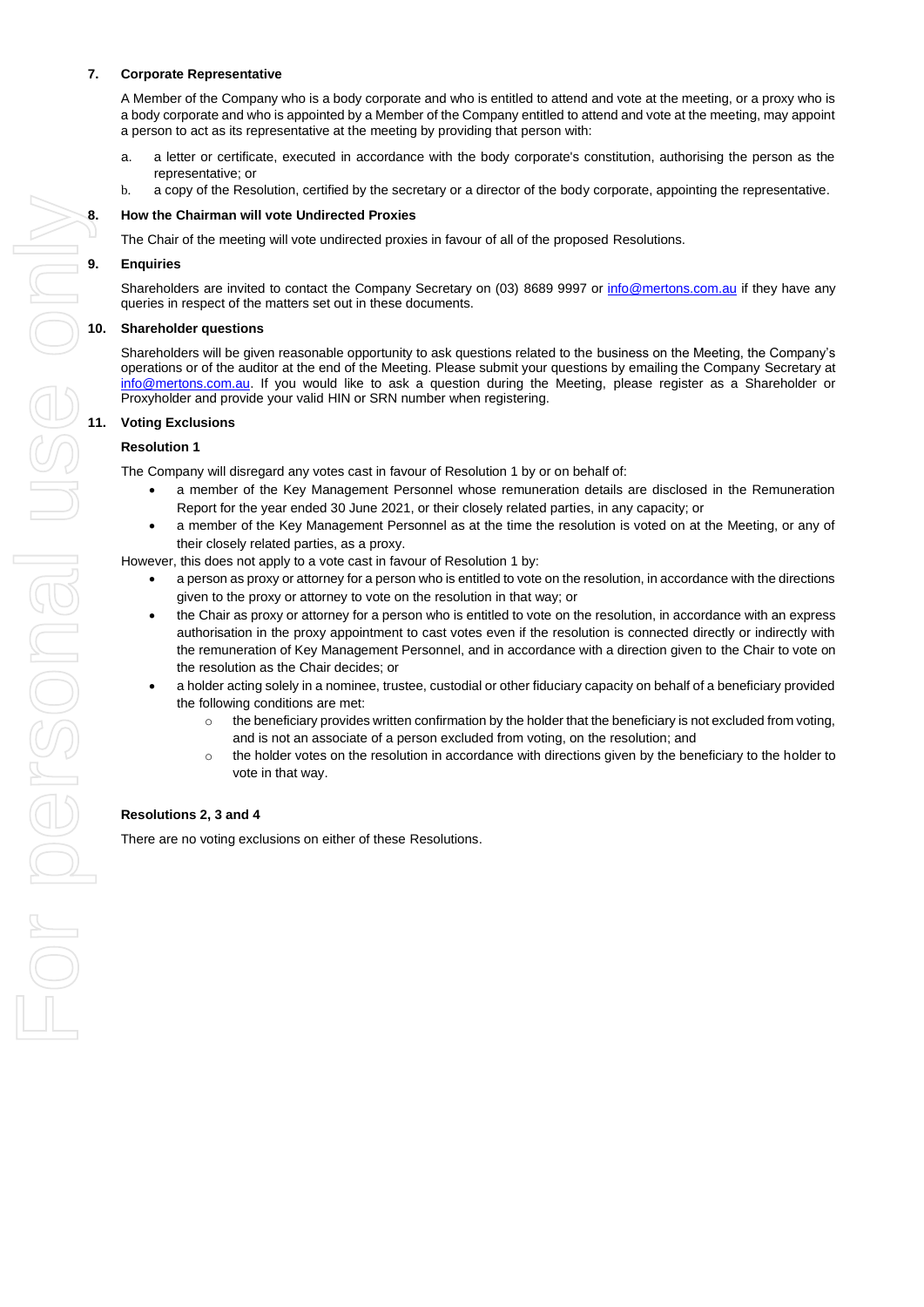**7. Corporate Representative**

A Member of the Company who is a body corporate and who is entitled to attend and vote at the meeting, or a proxy who is a body corporate and who is appointed by a Member of the Company entitled to attend and vote at the meeting, may appoint a person to act as its representative at the meeting by providing that person with:

a. a letter or certificate, executed in accordance with the body corporate's constitution, authorising the person as the representative; or

b. a copy of the Resolution, certified by the secretary or a director of the body corporate, appointing the representative.

**8. How the Chairman will vote Undirected Proxies**

The Chair of the meeting will vote undirected proxies in favour of all of the proposed Resolutions.

**9. Enquiries**

Shareholders are invited to contact the Company Secretary on (03) 8689 9997 or info@mertons.com.au if they have any queries in respect of the matters set out in these documents.

**10. Shareholder questions**

Shareholders will be given reasonable opportunity to ask questions related to the business on the Meeting, the Company's operations or of the auditor at the end of the Meeting. Please submit your questions by emailing the Company Secretary at info@mertons.com.au. If you would like to ask a question during the Meeting, please register as a Shareholder or Proxyholder and provide your valid HIN or SRN number when registering.

**11. Voting Exclusions**

**Resolution 1**

The Company will disregard any votes cast in favour of Resolution 1 by or on behalf of:

- a member of the Key Management Personnel whose remuneration details are disclosed in the Remuneration Report for the year ended 30 June 2021, or their closely related parties, in any capacity; or
- a member of the Key Management Personnel as at the time the resolution is voted on at the Meeting, or any of their closely related parties, as a proxy.

However, this does not apply to a vote cast in favour of Resolution 1 by:

- a person as proxy or attorney for a person who is entitled to vote on the resolution, in accordance with the directions given to the proxy or attorney to vote on the resolution in that way; or
- the Chair as proxy or attorney for a person who is entitled to vote on the resolution, in accordance with an express authorisation in the proxy appointment to cast votes even if the resolution is connected directly or indirectly with the remuneration of Key Management Personnel, and in accordance with a direction given to the Chair to vote on the resolution as the Chair decides; or
- a holder acting solely in a nominee, trustee, custodial or other fiduciary capacity on behalf of a beneficiary provided the following conditions are met:
  - the beneficiary provides written confirmation by the holder that the beneficiary is not excluded from voting, and is not an associate of a person excluded from voting, on the resolution; and
  - the holder votes on the resolution in accordance with directions given by the beneficiary to the holder to vote in that way.

**Resolutions 2, 3 and 4**

There are no voting exclusions on either of these Resolutions.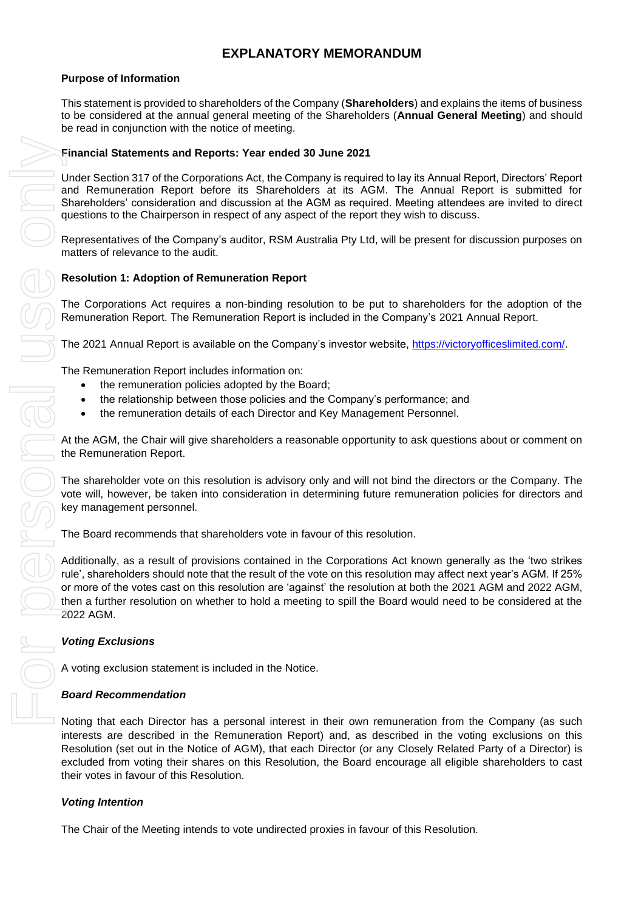# EXPLANATORY MEMORANDUM

**Purpose of Information**

This statement is provided to shareholders of the Company (**Shareholders**) and explains the items of business to be considered at the annual general meeting of the Shareholders (**Annual General Meeting**) and should be read in conjunction with the notice of meeting.

**Financial Statements and Reports: Year ended 30 June 2021**

Under Section 317 of the Corporations Act, the Company is required to lay its Annual Report, Directors' Report and Remuneration Report before its Shareholders at its AGM. The Annual Report is submitted for Shareholders' consideration and discussion at the AGM as required. Meeting attendees are invited to direct questions to the Chairperson in respect of any aspect of the report they wish to discuss.

Representatives of the Company's auditor, RSM Australia Pty Ltd, will be present for discussion purposes on matters of relevance to the audit.

**Resolution 1: Adoption of Remuneration Report**

The Corporations Act requires a non-binding resolution to be put to shareholders for the adoption of the Remuneration Report. The Remuneration Report is included in the Company's 2021 Annual Report.

The 2021 Annual Report is available on the Company's investor website, https://victoryofficeslimited.com/.

The Remuneration Report includes information on:

- the remuneration policies adopted by the Board;
- the relationship between those policies and the Company's performance; and
- the remuneration details of each Director and Key Management Personnel.

At the AGM, the Chair will give shareholders a reasonable opportunity to ask questions about or comment on the Remuneration Report.

The shareholder vote on this resolution is advisory only and will not bind the directors or the Company. The vote will, however, be taken into consideration in determining future remuneration policies for directors and key management personnel.

The Board recommends that shareholders vote in favour of this resolution.

Additionally, as a result of provisions contained in the Corporations Act known generally as the 'two strikes rule', shareholders should note that the result of the vote on this resolution may affect next year's AGM. If 25% or more of the votes cast on this resolution are 'against' the resolution at both the 2021 AGM and 2022 AGM, then a further resolution on whether to hold a meeting to spill the Board would need to be considered at the 2022 AGM.

***Voting Exclusions***

A voting exclusion statement is included in the Notice.

***Board Recommendation***

Noting that each Director has a personal interest in their own remuneration from the Company (as such interests are described in the Remuneration Report) and, as described in the voting exclusions on this Resolution (set out in the Notice of AGM), that each Director (or any Closely Related Party of a Director) is excluded from voting their shares on this Resolution, the Board encourage all eligible shareholders to cast their votes in favour of this Resolution.

***Voting Intention***

The Chair of the Meeting intends to vote undirected proxies in favour of this Resolution.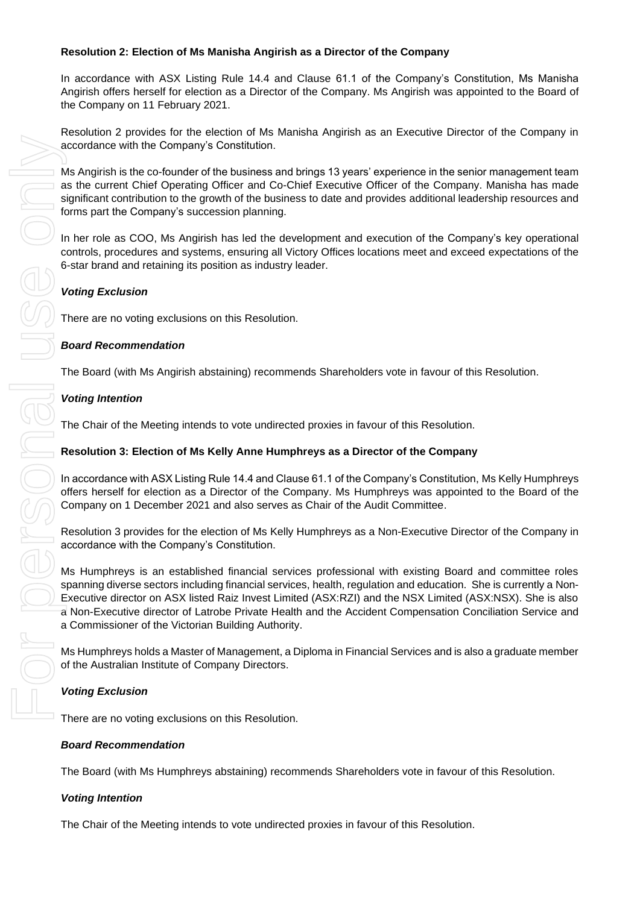**Resolution 2: Election of Ms Manisha Angirish as a Director of the Company**

In accordance with ASX Listing Rule 14.4 and Clause 61.1 of the Company's Constitution, Ms Manisha Angirish offers herself for election as a Director of the Company. Ms Angirish was appointed to the Board of the Company on 11 February 2021.

Resolution 2 provides for the election of Ms Manisha Angirish as an Executive Director of the Company in accordance with the Company's Constitution.

Ms Angirish is the co-founder of the business and brings 13 years' experience in the senior management team as the current Chief Operating Officer and Co-Chief Executive Officer of the Company. Manisha has made significant contribution to the growth of the business to date and provides additional leadership resources and forms part the Company's succession planning.

In her role as COO, Ms Angirish has led the development and execution of the Company's key operational controls, procedures and systems, ensuring all Victory Offices locations meet and exceed expectations of the 6-star brand and retaining its position as industry leader.

***Voting Exclusion***

There are no voting exclusions on this Resolution.

***Board Recommendation***

The Board (with Ms Angirish abstaining) recommends Shareholders vote in favour of this Resolution.

***Voting Intention***

The Chair of the Meeting intends to vote undirected proxies in favour of this Resolution.

**Resolution 3: Election of Ms Kelly Anne Humphreys as a Director of the Company**

In accordance with ASX Listing Rule 14.4 and Clause 61.1 of the Company's Constitution, Ms Kelly Humphreys offers herself for election as a Director of the Company. Ms Humphreys was appointed to the Board of the Company on 1 December 2021 and also serves as Chair of the Audit Committee.

Resolution 3 provides for the election of Ms Kelly Humphreys as a Non-Executive Director of the Company in accordance with the Company's Constitution.

Ms Humphreys is an established financial services professional with existing Board and committee roles spanning diverse sectors including financial services, health, regulation and education. She is currently a Non-Executive director on ASX listed Raiz Invest Limited (ASX:RZI) and the NSX Limited (ASX:NSX). She is also a Non-Executive director of Latrobe Private Health and the Accident Compensation Conciliation Service and a Commissioner of the Victorian Building Authority.

Ms Humphreys holds a Master of Management, a Diploma in Financial Services and is also a graduate member of the Australian Institute of Company Directors.

***Voting Exclusion***

There are no voting exclusions on this Resolution.

***Board Recommendation***

The Board (with Ms Humphreys abstaining) recommends Shareholders vote in favour of this Resolution.

***Voting Intention***

The Chair of the Meeting intends to vote undirected proxies in favour of this Resolution.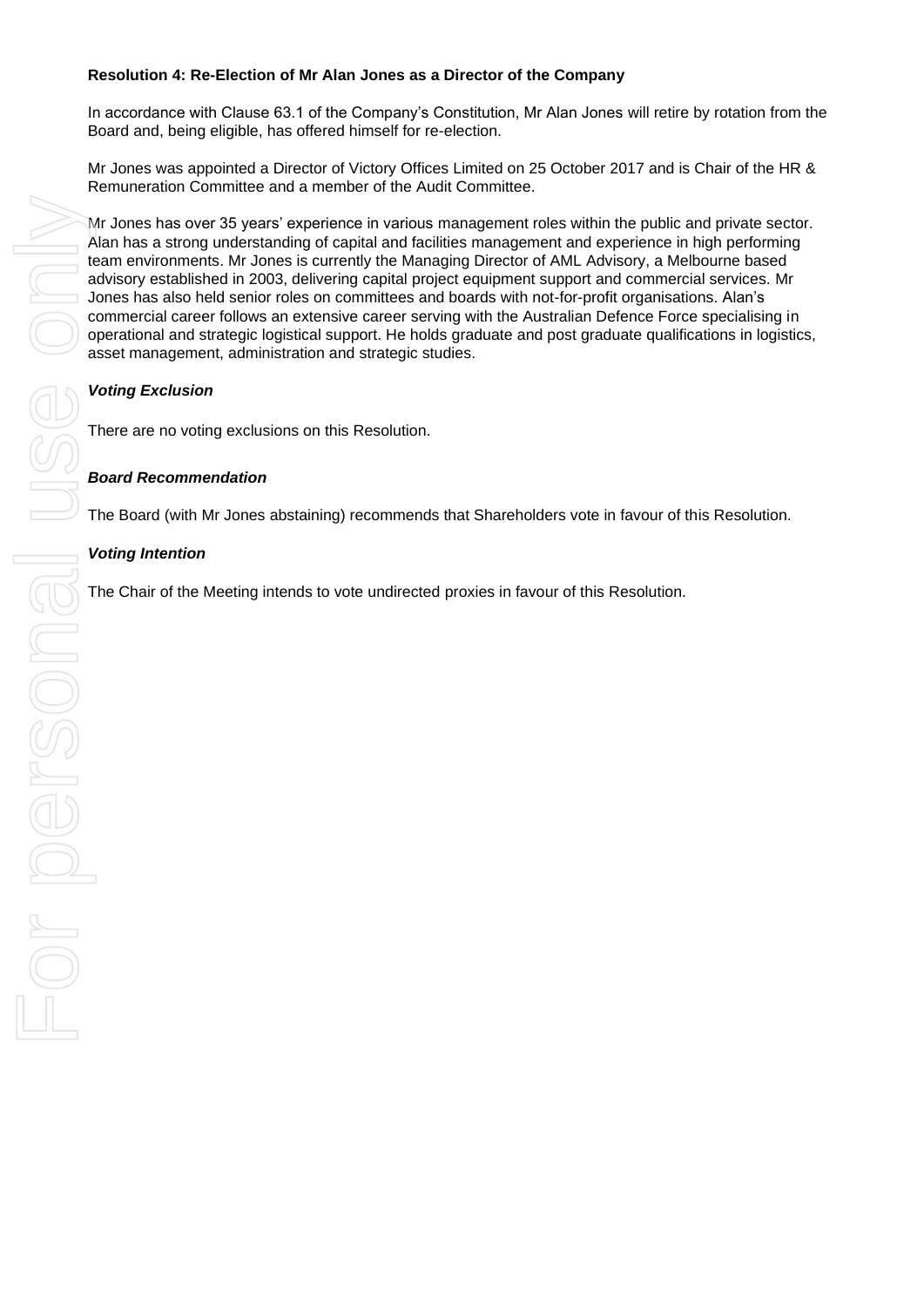**Resolution 4: Re-Election of Mr Alan Jones as a Director of the Company**

In accordance with Clause 63.1 of the Company's Constitution, Mr Alan Jones will retire by rotation from the Board and, being eligible, has offered himself for re-election.

Mr Jones was appointed a Director of Victory Offices Limited on 25 October 2017 and is Chair of the HR & Remuneration Committee and a member of the Audit Committee.

Mr Jones has over 35 years' experience in various management roles within the public and private sector. Alan has a strong understanding of capital and facilities management and experience in high performing team environments. Mr Jones is currently the Managing Director of AML Advisory, a Melbourne based advisory established in 2003, delivering capital project equipment support and commercial services. Mr Jones has also held senior roles on committees and boards with not-for-profit organisations. Alan's commercial career follows an extensive career serving with the Australian Defence Force specialising in operational and strategic logistical support. He holds graduate and post graduate qualifications in logistics, asset management, administration and strategic studies.

***Voting Exclusion***

There are no voting exclusions on this Resolution.

***Board Recommendation***

The Board (with Mr Jones abstaining) recommends that Shareholders vote in favour of this Resolution.

***Voting Intention***

The Chair of the Meeting intends to vote undirected proxies in favour of this Resolution.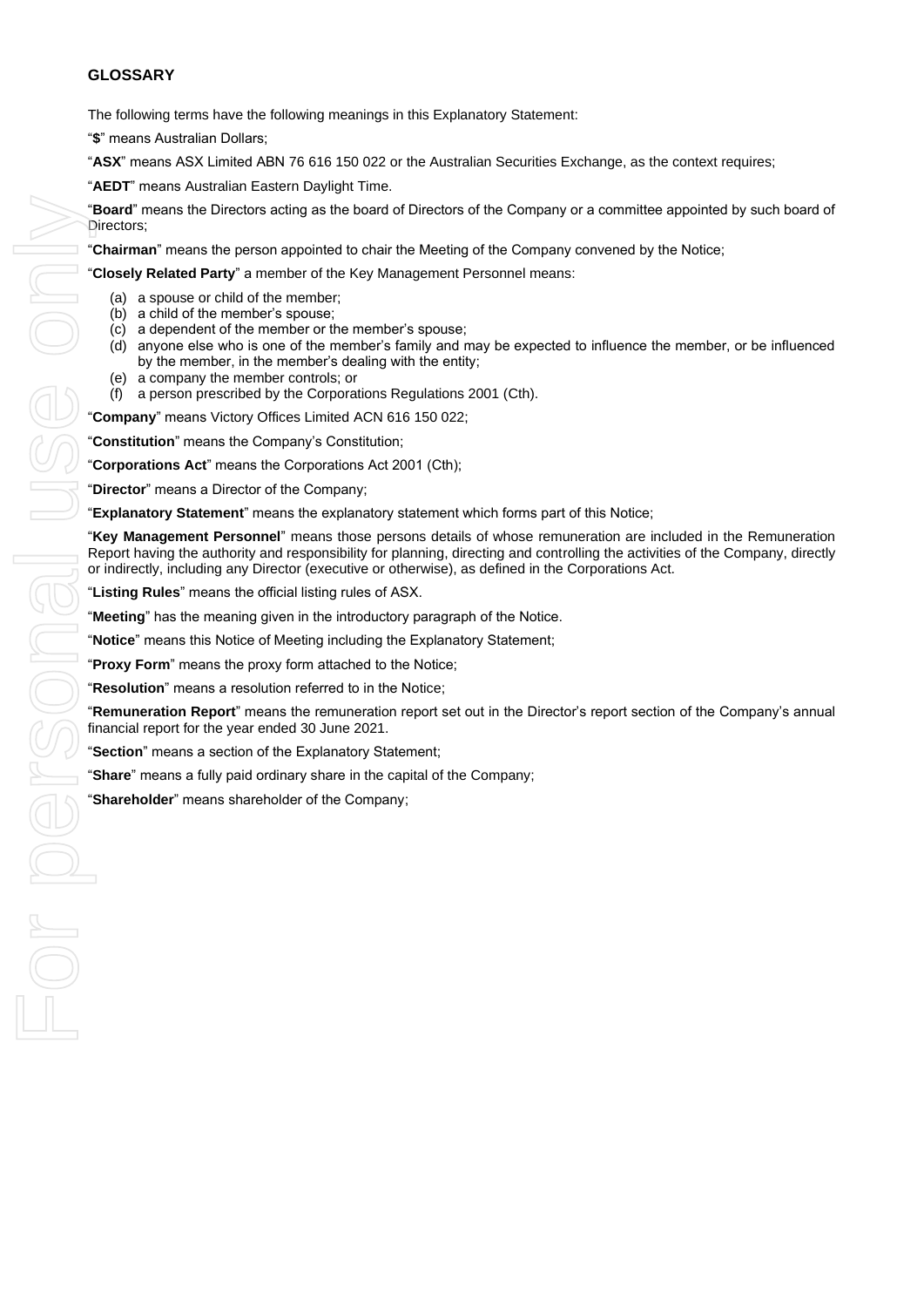## GLOSSARY

The following terms have the following meanings in this Explanatory Statement:

"**$**" means Australian Dollars;

"**ASX**" means ASX Limited ABN 76 616 150 022 or the Australian Securities Exchange, as the context requires;

"**AEDT**" means Australian Eastern Daylight Time.

"**Board**" means the Directors acting as the board of Directors of the Company or a committee appointed by such board of Directors;

"**Chairman**" means the person appointed to chair the Meeting of the Company convened by the Notice;

"**Closely Related Party**" a member of the Key Management Personnel means:

(a) a spouse or child of the member;
(b) a child of the member's spouse;
(c) a dependent of the member or the member's spouse;
(d) anyone else who is one of the member's family and may be expected to influence the member, or be influenced by the member, in the member's dealing with the entity;
(e) a company the member controls; or
(f) a person prescribed by the Corporations Regulations 2001 (Cth).

"**Company**" means Victory Offices Limited ACN 616 150 022;

"**Constitution**" means the Company's Constitution;

"**Corporations Act**" means the Corporations Act 2001 (Cth);

"**Director**" means a Director of the Company;

"**Explanatory Statement**" means the explanatory statement which forms part of this Notice;

"**Key Management Personnel**" means those persons details of whose remuneration are included in the Remuneration Report having the authority and responsibility for planning, directing and controlling the activities of the Company, directly or indirectly, including any Director (executive or otherwise), as defined in the Corporations Act.

"**Listing Rules**" means the official listing rules of ASX.

"**Meeting**" has the meaning given in the introductory paragraph of the Notice.

"**Notice**" means this Notice of Meeting including the Explanatory Statement;

"**Proxy Form**" means the proxy form attached to the Notice;

"**Resolution**" means a resolution referred to in the Notice;

"**Remuneration Report**" means the remuneration report set out in the Director's report section of the Company's annual financial report for the year ended 30 June 2021.

"**Section**" means a section of the Explanatory Statement;

"**Share**" means a fully paid ordinary share in the capital of the Company;

"**Shareholder**" means shareholder of the Company;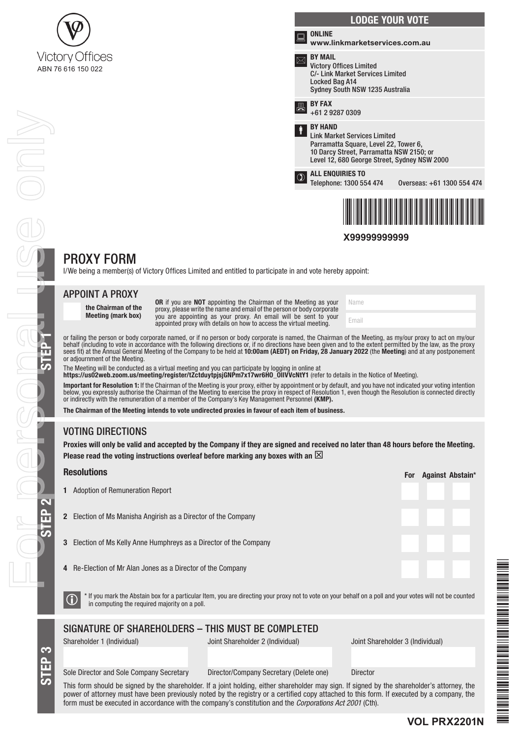Victory Offices
ABN 76 616 150 022

## LODGE YOUR VOTE

**ONLINE**
**www.linkmarketservices.com.au**

**BY MAIL**
Victory Offices Limited
C/- Link Market Services Limited
Locked Bag A14
Sydney South NSW 1235 Australia

**BY FAX**
+61 2 9287 0309

**BY HAND**
Link Market Services Limited
Parramatta Square, Level 22, Tower 6,
10 Darcy Street, Parramatta NSW 2150; or
Level 12, 680 George Street, Sydney NSW 2000

**ALL ENQUIRIES TO**
Telephone: 1300 554 474 Overseas: +61 1300 554 474

X99999999999

For personal use only

# PROXY FORM

I/We being a member(s) of Victory Offices Limited and entitled to participate in and vote hereby appoint:

## STEP 1

### APPOINT A PROXY

☐ **the Chairman of the Meeting (mark box)**

**OR** if you are **NOT** appointing the Chairman of the Meeting as your proxy, please write the name and email of the person or body corporate you are appointing as your proxy. An email will be sent to your appointed proxy with details on how to access the virtual meeting.

Name

Email

or failing the person or body corporate named, or if no person or body corporate is named, the Chairman of the Meeting, as my/our proxy to act on my/our behalf (including to vote in accordance with the following directions or, if no directions have been given and to the extent permitted by the law, as the proxy sees fit) at the Annual General Meeting of the Company to be held at **10:00am (AEDT) on Friday, 28 January 2022** (the **Meeting**) and at any postponement or adjournment of the Meeting.

The Meeting will be conducted as a virtual meeting and you can participate by logging in online at **https://us02web.zoom.us/meeting/register/tZctduytpjsjGNPm7x17wr6HO_OIlVVcNtY1** (refer to details in the Notice of Meeting).

**Important for Resolution 1:** If the Chairman of the Meeting is your proxy, either by appointment or by default, and you have not indicated your voting intention below, you expressly authorise the Chairman of the Meeting to exercise the proxy in respect of Resolution 1, even though the Resolution is connected directly or indirectly with the remuneration of a member of the Company's Key Management Personnel **(KMP).**

**The Chairman of the Meeting intends to vote undirected proxies in favour of each item of business.**

## STEP 2

### VOTING DIRECTIONS

**Proxies will only be valid and accepted by the Company if they are signed and received no later than 48 hours before the Meeting.**
**Please read the voting instructions overleaf before marking any boxes with an ☒**

| Resolutions | For | Against | Abstain* |
|---|---|---|---|
| 1 Adoption of Remuneration Report | ☐ | ☐ | ☐ |
| 2 Election of Ms Manisha Angirish as a Director of the Company | ☐ | ☐ | ☐ |
| 3 Election of Ms Kelly Anne Humphreys as a Director of the Company | ☐ | ☐ | ☐ |
| 4 Re-Election of Mr Alan Jones as a Director of the Company | ☐ | ☐ | ☐ |

\* If you mark the Abstain box for a particular Item, you are directing your proxy not to vote on your behalf on a poll and your votes will not be counted in computing the required majority on a poll.

## STEP 3

### SIGNATURE OF SHAREHOLDERS – THIS MUST BE COMPLETED

| Shareholder 1 (Individual) | Joint Shareholder 2 (Individual) | Joint Shareholder 3 (Individual) |
|---|---|---|
| | | |
| Sole Director and Sole Company Secretary | Director/Company Secretary (Delete one) | Director |

This form should be signed by the shareholder. If a joint holding, either shareholder may sign. If signed by the shareholder's attorney, the power of attorney must have been previously noted by the registry or a certified copy attached to this form. If executed by a company, the form must be executed in accordance with the company's constitution and the *Corporations Act 2001* (Cth).

**VOL PRX2201N**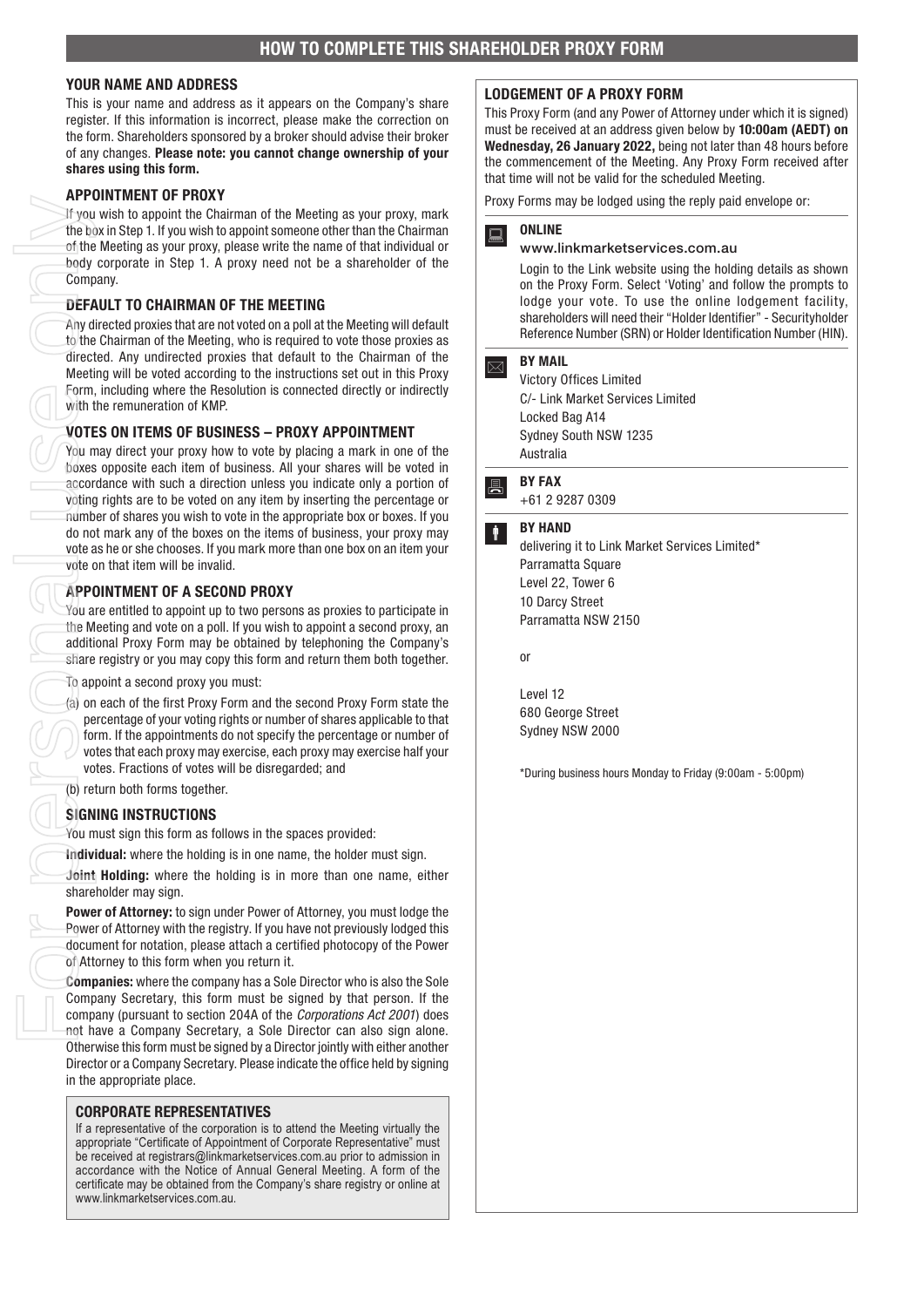# HOW TO COMPLETE THIS SHAREHOLDER PROXY FORM

### YOUR NAME AND ADDRESS

This is your name and address as it appears on the Company's share register. If this information is incorrect, please make the correction on the form. Shareholders sponsored by a broker should advise their broker of any changes. **Please note: you cannot change ownership of your shares using this form.**

### APPOINTMENT OF PROXY

If you wish to appoint the Chairman of the Meeting as your proxy, mark the box in Step 1. If you wish to appoint someone other than the Chairman of the Meeting as your proxy, please write the name of that individual or body corporate in Step 1. A proxy need not be a shareholder of the Company.

### DEFAULT TO CHAIRMAN OF THE MEETING

Any directed proxies that are not voted on a poll at the Meeting will default to the Chairman of the Meeting, who is required to vote those proxies as directed. Any undirected proxies that default to the Chairman of the Meeting will be voted according to the instructions set out in this Proxy Form, including where the Resolution is connected directly or indirectly with the remuneration of KMP.

### VOTES ON ITEMS OF BUSINESS – PROXY APPOINTMENT

You may direct your proxy how to vote by placing a mark in one of the boxes opposite each item of business. All your shares will be voted in accordance with such a direction unless you indicate only a portion of voting rights are to be voted on any item by inserting the percentage or number of shares you wish to vote in the appropriate box or boxes. If you do not mark any of the boxes on the items of business, your proxy may vote as he or she chooses. If you mark more than one box on an item your vote on that item will be invalid.

### APPOINTMENT OF A SECOND PROXY

You are entitled to appoint up to two persons as proxies to participate in the Meeting and vote on a poll. If you wish to appoint a second proxy, an additional Proxy Form may be obtained by telephoning the Company's share registry or you may copy this form and return them both together.

To appoint a second proxy you must:

(a) on each of the first Proxy Form and the second Proxy Form state the percentage of your voting rights or number of shares applicable to that form. If the appointments do not specify the percentage or number of votes that each proxy may exercise, each proxy may exercise half your votes. Fractions of votes will be disregarded; and

(b) return both forms together.

### SIGNING INSTRUCTIONS

You must sign this form as follows in the spaces provided:

**Individual:** where the holding is in one name, the holder must sign.

**Joint Holding:** where the holding is in more than one name, either shareholder may sign.

**Power of Attorney:** to sign under Power of Attorney, you must lodge the Power of Attorney with the registry. If you have not previously lodged this document for notation, please attach a certified photocopy of the Power of Attorney to this form when you return it.

**Companies:** where the company has a Sole Director who is also the Sole Company Secretary, this form must be signed by that person. If the company (pursuant to section 204A of the *Corporations Act 2001*) does not have a Company Secretary, a Sole Director can also sign alone. Otherwise this form must be signed by a Director jointly with either another Director or a Company Secretary. Please indicate the office held by signing in the appropriate place.

### CORPORATE REPRESENTATIVES

If a representative of the corporation is to attend the Meeting virtually the appropriate "Certificate of Appointment of Corporate Representative" must be received at registrars@linkmarketservices.com.au prior to admission in accordance with the Notice of Annual General Meeting. A form of the certificate may be obtained from the Company's share registry or online at www.linkmarketservices.com.au.

### LODGEMENT OF A PROXY FORM

This Proxy Form (and any Power of Attorney under which it is signed) must be received at an address given below by **10:00am (AEDT) on Wednesday, 26 January 2022,** being not later than 48 hours before the commencement of the Meeting. Any Proxy Form received after that time will not be valid for the scheduled Meeting.

Proxy Forms may be lodged using the reply paid envelope or:

**ONLINE**

www.linkmarketservices.com.au

Login to the Link website using the holding details as shown on the Proxy Form. Select 'Voting' and follow the prompts to lodge your vote. To use the online lodgement facility, shareholders will need their "Holder Identifier" - Securityholder Reference Number (SRN) or Holder Identification Number (HIN).

**BY MAIL**

Victory Offices Limited
C/- Link Market Services Limited
Locked Bag A14
Sydney South NSW 1235
Australia

**BY FAX**

+61 2 9287 0309

**BY HAND**

delivering it to Link Market Services Limited*
Parramatta Square
Level 22, Tower 6
10 Darcy Street
Parramatta NSW 2150

or

Level 12
680 George Street
Sydney NSW 2000

*During business hours Monday to Friday (9:00am - 5:00pm)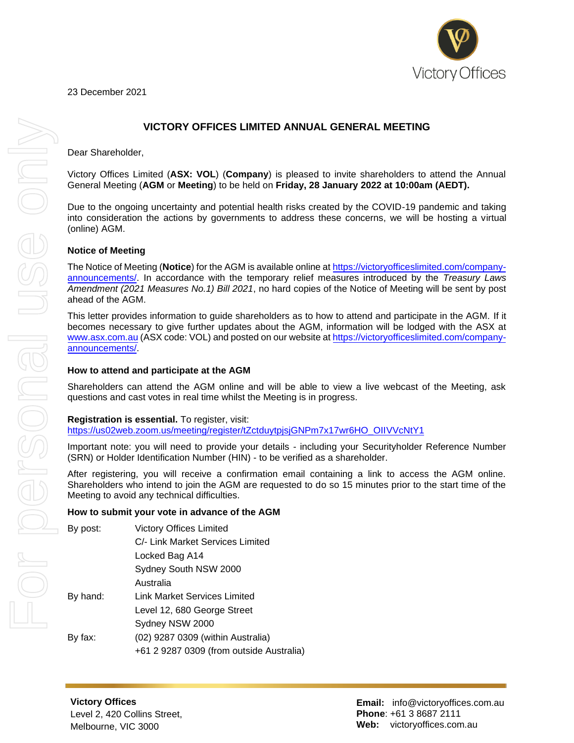23 December 2021

## VICTORY OFFICES LIMITED ANNUAL GENERAL MEETING

Dear Shareholder,

Victory Offices Limited (**ASX: VOL**) (**Company**) is pleased to invite shareholders to attend the Annual General Meeting (**AGM** or **Meeting**) to be held on **Friday, 28 January 2022 at 10:00am (AEDT).**

Due to the ongoing uncertainty and potential health risks created by the COVID-19 pandemic and taking into consideration the actions by governments to address these concerns, we will be hosting a virtual (online) AGM.

### Notice of Meeting

The Notice of Meeting (**Notice**) for the AGM is available online at https://victoryofficeslimited.com/company-announcements/. In accordance with the temporary relief measures introduced by the *Treasury Laws Amendment (2021 Measures No.1) Bill 2021*, no hard copies of the Notice of Meeting will be sent by post ahead of the AGM.

This letter provides information to guide shareholders as to how to attend and participate in the AGM. If it becomes necessary to give further updates about the AGM, information will be lodged with the ASX at www.asx.com.au (ASX code: VOL) and posted on our website at https://victoryofficeslimited.com/company-announcements/.

### How to attend and participate at the AGM

Shareholders can attend the AGM online and will be able to view a live webcast of the Meeting, ask questions and cast votes in real time whilst the Meeting is in progress.

**Registration is essential.** To register, visit:
https://us02web.zoom.us/meeting/register/tZctduytpjsjGNPm7x17wr6HO_OIIVVcNtY1

Important note: you will need to provide your details - including your Securityholder Reference Number (SRN) or Holder Identification Number (HIN) - to be verified as a shareholder.

After registering, you will receive a confirmation email containing a link to access the AGM online. Shareholders who intend to join the AGM are requested to do so 15 minutes prior to the start time of the Meeting to avoid any technical difficulties.

### How to submit your vote in advance of the AGM

By post:
Victory Offices Limited
C/- Link Market Services Limited
Locked Bag A14
Sydney South NSW 2000
Australia

By hand:
Link Market Services Limited
Level 12, 680 George Street
Sydney NSW 2000

By fax:
(02) 9287 0309 (within Australia)
+61 2 9287 0309 (from outside Australia)

**Victory Offices**
Level 2, 420 Collins Street,
Melbourne, VIC 3000

**Email:** info@victoryoffices.com.au
**Phone**: +61 3 8687 2111
**Web:** victoryoffices.com.au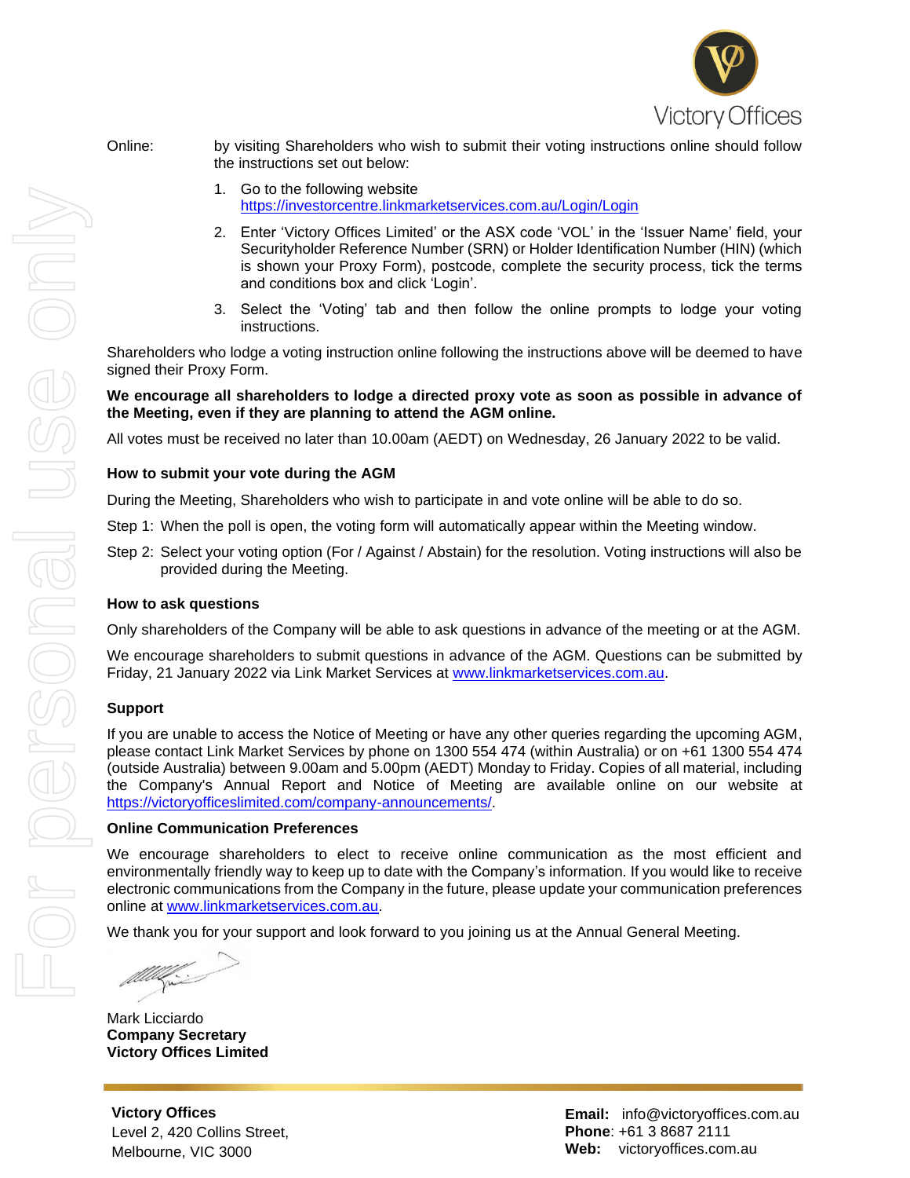Online: by visiting Shareholders who wish to submit their voting instructions online should follow the instructions set out below:

1. Go to the following website https://investorcentre.linkmarketservices.com.au/Login/Login
2. Enter 'Victory Offices Limited' or the ASX code 'VOL' in the 'Issuer Name' field, your Securityholder Reference Number (SRN) or Holder Identification Number (HIN) (which is shown your Proxy Form), postcode, complete the security process, tick the terms and conditions box and click 'Login'.
3. Select the 'Voting' tab and then follow the online prompts to lodge your voting instructions.

Shareholders who lodge a voting instruction online following the instructions above will be deemed to have signed their Proxy Form.

**We encourage all shareholders to lodge a directed proxy vote as soon as possible in advance of the Meeting, even if they are planning to attend the AGM online.**

All votes must be received no later than 10.00am (AEDT) on Wednesday, 26 January 2022 to be valid.

### How to submit your vote during the AGM

During the Meeting, Shareholders who wish to participate in and vote online will be able to do so.

Step 1: When the poll is open, the voting form will automatically appear within the Meeting window.

Step 2: Select your voting option (For / Against / Abstain) for the resolution. Voting instructions will also be provided during the Meeting.

### How to ask questions

Only shareholders of the Company will be able to ask questions in advance of the meeting or at the AGM.

We encourage shareholders to submit questions in advance of the AGM. Questions can be submitted by Friday, 21 January 2022 via Link Market Services at www.linkmarketservices.com.au.

### Support

If you are unable to access the Notice of Meeting or have any other queries regarding the upcoming AGM, please contact Link Market Services by phone on 1300 554 474 (within Australia) or on +61 1300 554 474 (outside Australia) between 9.00am and 5.00pm (AEDT) Monday to Friday. Copies of all material, including the Company's Annual Report and Notice of Meeting are available online on our website at https://victoryofficeslimited.com/company-announcements/.

### Online Communication Preferences

We encourage shareholders to elect to receive online communication as the most efficient and environmentally friendly way to keep up to date with the Company's information. If you would like to receive electronic communications from the Company in the future, please update your communication preferences online at www.linkmarketservices.com.au.

We thank you for your support and look forward to you joining us at the Annual General Meeting.

Mark Licciardo
**Company Secretary**
**Victory Offices Limited**

**Victory Offices**
Level 2, 420 Collins Street,
Melbourne, VIC 3000

**Email:** info@victoryoffices.com.au
**Phone**: +61 3 8687 2111
**Web:** victoryoffices.com.au